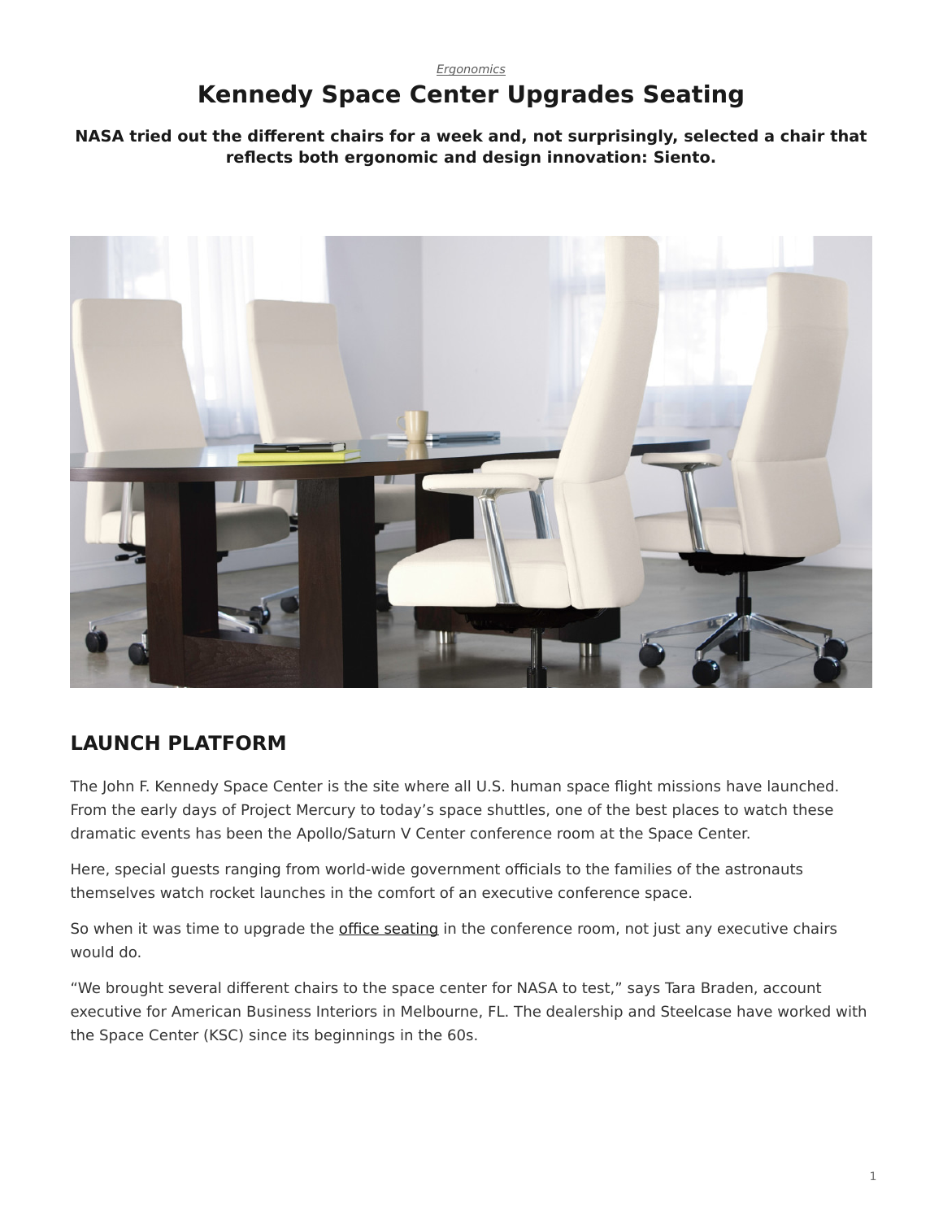*Ergonomics*

# Kennedy Space Center Upgrades Seating

**NASA tried out the different chairs for a week and, not surprisingly, selected a chair that reflects both ergonomic and design innovation: Siento.**

## LAUNCH PLATFORM

The John F. Kennedy Space Center is the site where all U.S. human space flight missions have launched. From the early days of Project Mercury to today's space shuttles, one of the best places to watch these dramatic events has been the Apollo/Saturn V Center conference room at the Space Center.

Here, special guests ranging from world-wide government officials to the families of the astronauts themselves watch rocket launches in the comfort of an executive conference space.

So when it was time to upgrade the office seating in the conference room, not just any executive chairs would do.

"We brought several different chairs to the space center for NASA to test," says Tara Braden, account executive for American Business Interiors in Melbourne, FL. The dealership and Steelcase have worked with the Space Center (KSC) since its beginnings in the 60s.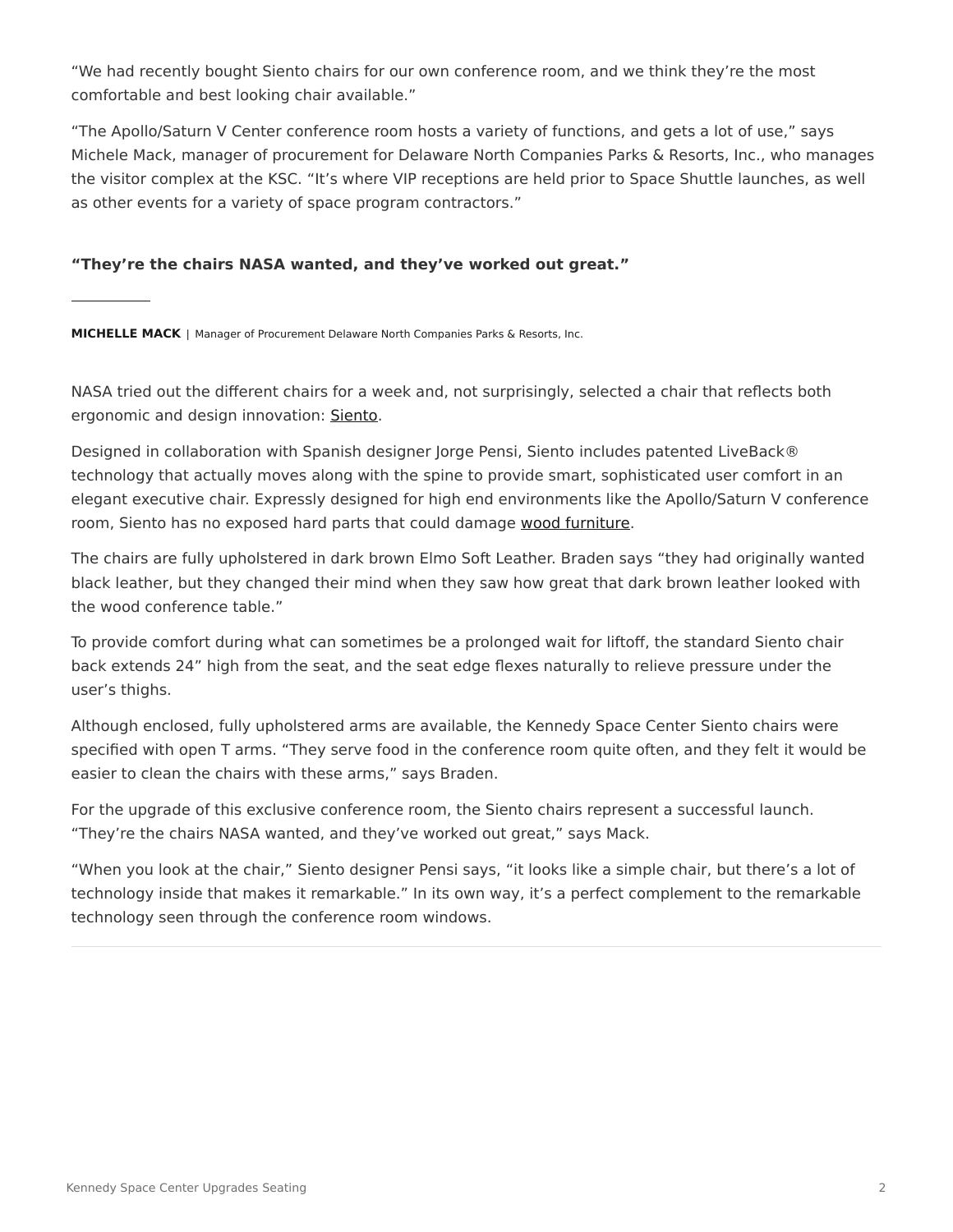“We had recently bought Siento chairs for our own conference room, and we think they’re the most comfortable and best looking chair available.”

“The Apollo/Saturn V Center conference room hosts a variety of functions, and gets a lot of use,” says Michele Mack, manager of procurement for Delaware North Companies Parks & Resorts, Inc., who manages the visitor complex at the KSC. “It’s where VIP receptions are held prior to Space Shuttle launches, as well as other events for a variety of space program contractors.”

**“They’re the chairs NASA wanted, and they’ve worked out great.”**

---

**MICHELLE MACK** | Manager of Procurement Delaware North Companies Parks & Resorts, Inc.

NASA tried out the different chairs for a week and, not surprisingly, selected a chair that reflects both ergonomic and design innovation: Siento.

Designed in collaboration with Spanish designer Jorge Pensi, Siento includes patented LiveBack® technology that actually moves along with the spine to provide smart, sophisticated user comfort in an elegant executive chair. Expressly designed for high end environments like the Apollo/Saturn V conference room, Siento has no exposed hard parts that could damage wood furniture.

The chairs are fully upholstered in dark brown Elmo Soft Leather. Braden says “they had originally wanted black leather, but they changed their mind when they saw how great that dark brown leather looked with the wood conference table.”

To provide comfort during what can sometimes be a prolonged wait for liftoff, the standard Siento chair back extends 24” high from the seat, and the seat edge flexes naturally to relieve pressure under the user’s thighs.

Although enclosed, fully upholstered arms are available, the Kennedy Space Center Siento chairs were specified with open T arms. “They serve food in the conference room quite often, and they felt it would be easier to clean the chairs with these arms,” says Braden.

For the upgrade of this exclusive conference room, the Siento chairs represent a successful launch. “They’re the chairs NASA wanted, and they’ve worked out great,” says Mack.

“When you look at the chair,” Siento designer Pensi says, “it looks like a simple chair, but there’s a lot of technology inside that makes it remarkable.” In its own way, it’s a perfect complement to the remarkable technology seen through the conference room windows.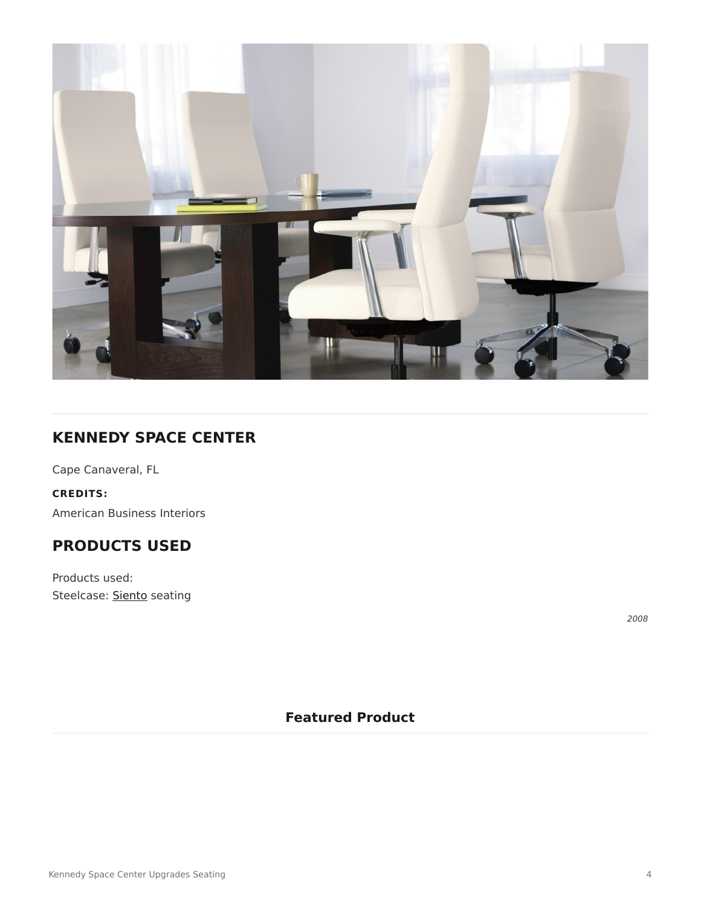## KENNEDY SPACE CENTER

Cape Canaveral, FL

**CREDITS:**

American Business Interiors

## PRODUCTS USED

Products used:
Steelcase: Siento seating

*2008*

**Featured Product**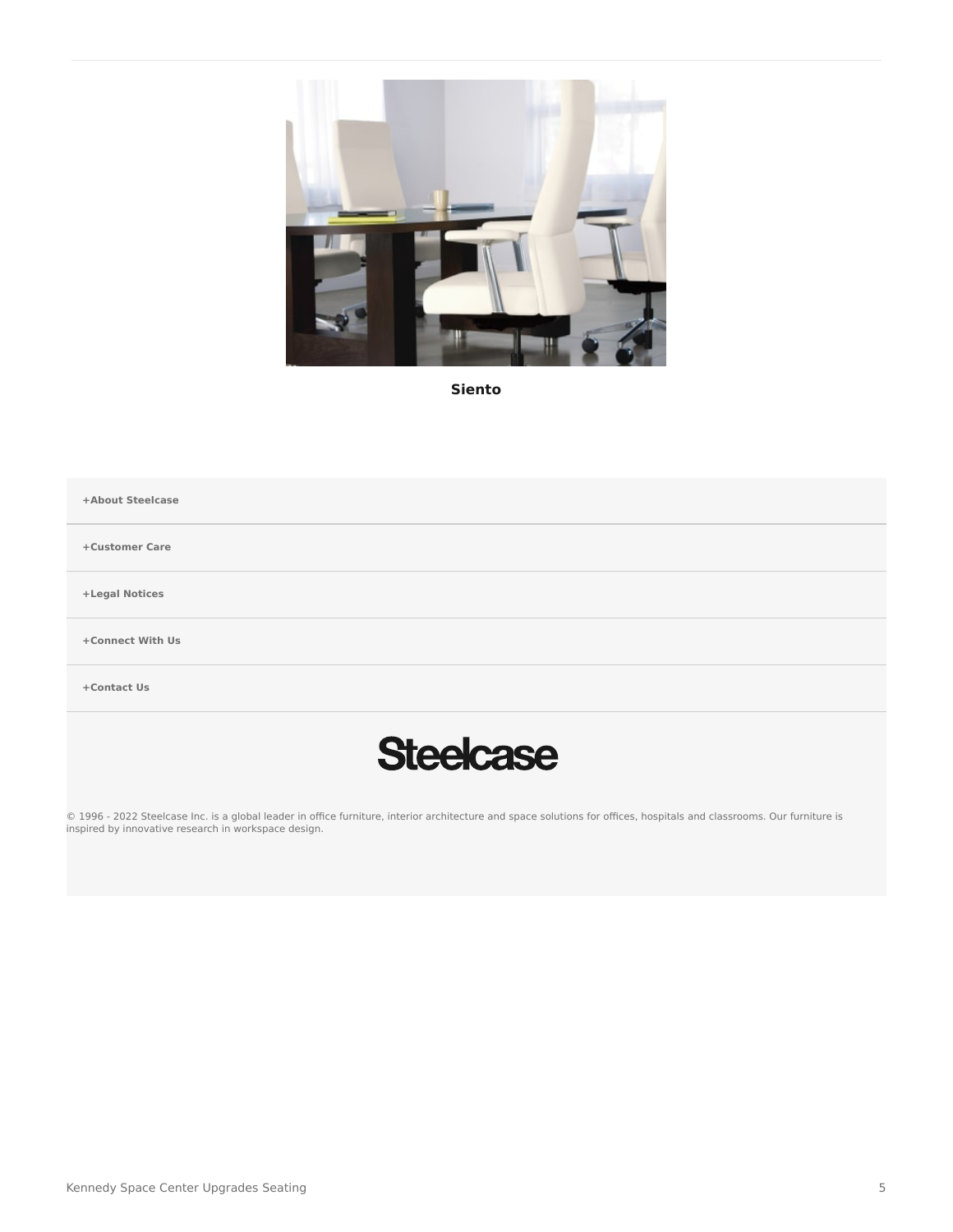**Siento**

+About Steelcase

+Customer Care

+Legal Notices

+Connect With Us

+Contact Us

Steelcase

© 1996 - 2022 Steelcase Inc. is a global leader in office furniture, interior architecture and space solutions for offices, hospitals and classrooms. Our furniture is inspired by innovative research in workspace design.